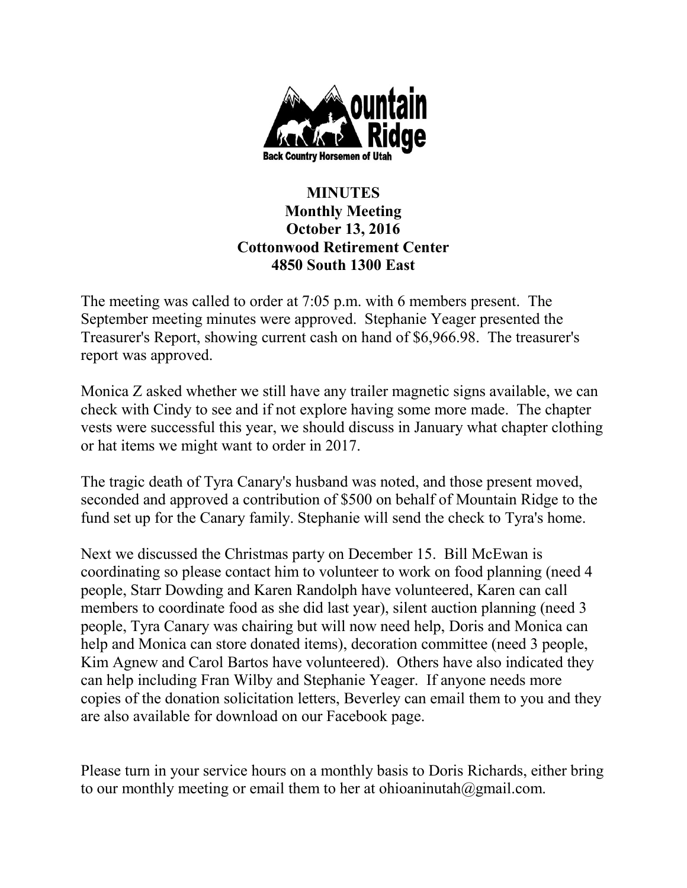Mountain Ridge

Back Country Horsemen of Utah

**MINUTES**
**Monthly Meeting**
**October 13, 2016**
**Cottonwood Retirement Center**
**4850 South 1300 East**

The meeting was called to order at 7:05 p.m. with 6 members present. The September meeting minutes were approved. Stephanie Yeager presented the Treasurer's Report, showing current cash on hand of $6,966.98. The treasurer's report was approved.

Monica Z asked whether we still have any trailer magnetic signs available, we can check with Cindy to see and if not explore having some more made. The chapter vests were successful this year, we should discuss in January what chapter clothing or hat items we might want to order in 2017.

The tragic death of Tyra Canary's husband was noted, and those present moved, seconded and approved a contribution of $500 on behalf of Mountain Ridge to the fund set up for the Canary family. Stephanie will send the check to Tyra's home.

Next we discussed the Christmas party on December 15. Bill McEwan is coordinating so please contact him to volunteer to work on food planning (need 4 people, Starr Dowding and Karen Randolph have volunteered, Karen can call members to coordinate food as she did last year), silent auction planning (need 3 people, Tyra Canary was chairing but will now need help, Doris and Monica can help and Monica can store donated items), decoration committee (need 3 people, Kim Agnew and Carol Bartos have volunteered). Others have also indicated they can help including Fran Wilby and Stephanie Yeager. If anyone needs more copies of the donation solicitation letters, Beverley can email them to you and they are also available for download on our Facebook page.

Please turn in your service hours on a monthly basis to Doris Richards, either bring to our monthly meeting or email them to her at ohioaninutah@gmail.com.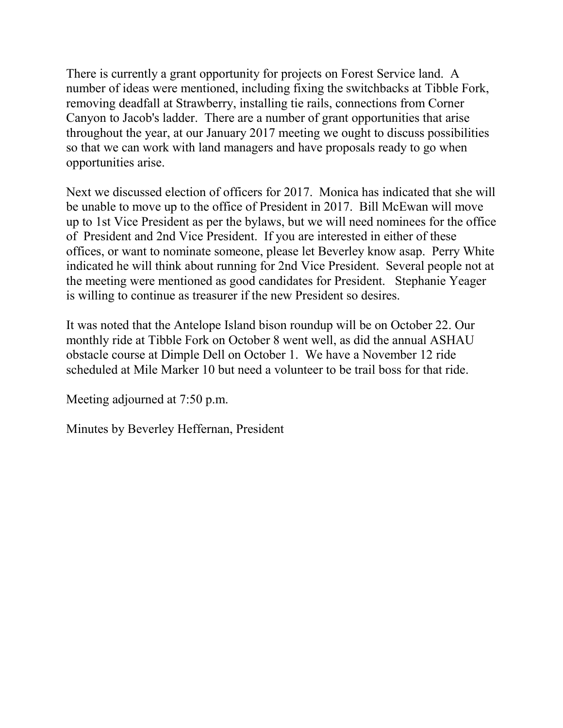There is currently a grant opportunity for projects on Forest Service land. A number of ideas were mentioned, including fixing the switchbacks at Tibble Fork, removing deadfall at Strawberry, installing tie rails, connections from Corner Canyon to Jacob's ladder. There are a number of grant opportunities that arise throughout the year, at our January 2017 meeting we ought to discuss possibilities so that we can work with land managers and have proposals ready to go when opportunities arise.

Next we discussed election of officers for 2017. Monica has indicated that she will be unable to move up to the office of President in 2017. Bill McEwan will move up to 1st Vice President as per the bylaws, but we will need nominees for the office of President and 2nd Vice President. If you are interested in either of these offices, or want to nominate someone, please let Beverley know asap. Perry White indicated he will think about running for 2nd Vice President. Several people not at the meeting were mentioned as good candidates for President. Stephanie Yeager is willing to continue as treasurer if the new President so desires.

It was noted that the Antelope Island bison roundup will be on October 22. Our monthly ride at Tibble Fork on October 8 went well, as did the annual ASHAU obstacle course at Dimple Dell on October 1. We have a November 12 ride scheduled at Mile Marker 10 but need a volunteer to be trail boss for that ride.

Meeting adjourned at 7:50 p.m.

Minutes by Beverley Heffernan, President